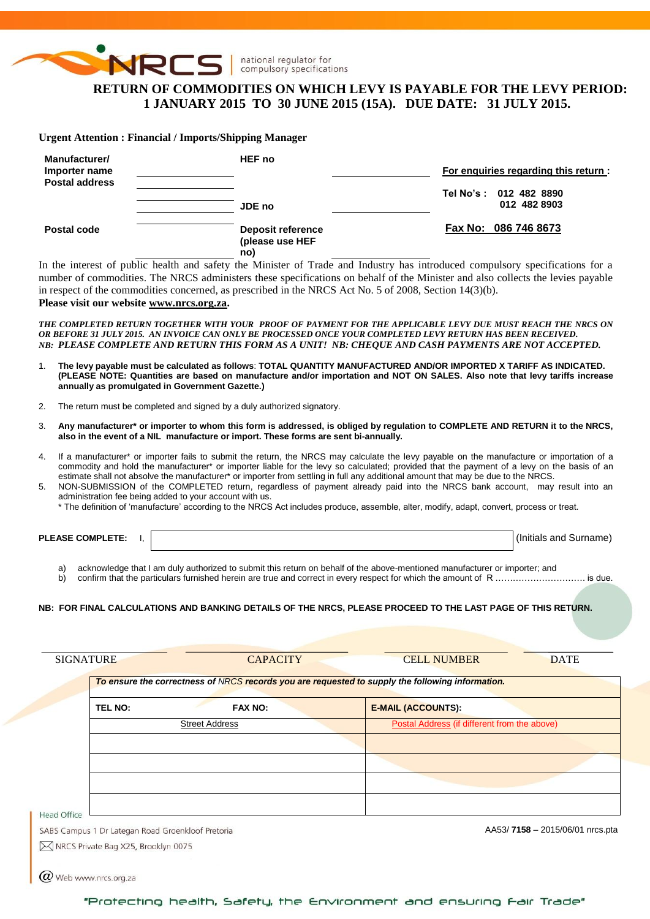NRCS | national regulator for compulsory specifications

# RETURN OF COMMODITIES ON WHICH LEVY IS PAYABLE FOR THE LEVY PERIOD: 1 JANUARY 2015 TO 30 JUNE 2015 (15A). DUE DATE: 31 JULY 2015.

**Urgent Attention : Financial / Imports/Shipping Manager**

| | | | | |
|---|---|---|---|---|
| **Manufacturer/ Importer name** | ________ | **HEF no** | ________ | **For enquiries regarding this return :** |
| **Postal address** | ________ | | | **Tel No's : 012 482 8890** |
| | ________ | **JDE no** | ________ | **012 482 8903** |
| **Postal code** | ________ | **Deposit reference (please use HEF no)** | ________ | **Fax No: 086 746 8673** |

In the interest of public health and safety the Minister of Trade and Industry has introduced compulsory specifications for a number of commodities. The NRCS administers these specifications on behalf of the Minister and also collects the levies payable in respect of the commodities concerned, as prescribed in the NRCS Act No. 5 of 2008, Section 14(3)(b).

**Please visit our website www.nrcs.org.za.**

***THE COMPLETED RETURN TOGETHER WITH YOUR PROOF OF PAYMENT FOR THE APPLICABLE LEVY DUE MUST REACH THE NRCS ON OR BEFORE 31 JULY 2015. AN INVOICE CAN ONLY BE PROCESSED ONCE YOUR COMPLETED LEVY RETURN HAS BEEN RECEIVED. NB: PLEASE COMPLETE AND RETURN THIS FORM AS A UNIT! NB: CHEQUE AND CASH PAYMENTS ARE NOT ACCEPTED.***

1. **The levy payable must be calculated as follows**: **TOTAL QUANTITY MANUFACTURED AND/OR IMPORTED X TARIFF AS INDICATED. (PLEASE NOTE: Quantities are based on manufacture and/or importation and NOT ON SALES. Also note that levy tariffs increase annually as promulgated in Government Gazette.)**
2. The return must be completed and signed by a duly authorized signatory.
3. **Any manufacturer\* or importer to whom this form is addressed, is obliged by regulation to COMPLETE AND RETURN it to the NRCS, also in the event of a NIL manufacture or import. These forms are sent bi-annually.**
4. If a manufacturer\* or importer fails to submit the return, the NRCS may calculate the levy payable on the manufacture or importation of a commodity and hold the manufacturer\* or importer liable for the levy so calculated; provided that the payment of a levy on the basis of an estimate shall not absolve the manufacturer\* or importer from settling in full any additional amount that may be due to the NRCS.
5. NON-SUBMISSION of the COMPLETED return, regardless of payment already paid into the NRCS bank account, may result into an administration fee being added to your account with us.

\* The definition of 'manufacture' according to the NRCS Act includes produce, assemble, alter, modify, adapt, convert, process or treat.

**PLEASE COMPLETE:** I, ______________________________ (Initials and Surname)

a) acknowledge that I am duly authorized to submit this return on behalf of the above-mentioned manufacturer or importer; and
b) confirm that the particulars furnished herein are true and correct in every respect for which the amount of R ………………………… is due.

**NB: FOR FINAL CALCULATIONS AND BANKING DETAILS OF THE NRCS, PLEASE PROCEED TO THE LAST PAGE OF THIS RETURN.**

| SIGNATURE | CAPACITY | CELL NUMBER | DATE |
|---|---|---|---|
| | | | |

***To ensure the correctness of NRCS records you are requested to supply the following information.***

| **TEL NO:** | **FAX NO:** | **E-MAIL (ACCOUNTS):** |
|---|---|---|
| Street Address | | Postal Address (if different from the above) |
| | | |
| | | |
| | | |
| | | |

Head Office
SABS Campus 1 Dr Lategan Road Groenkloof Pretoria
NRCS Private Bag X25, Brooklyn 0075
Web www.nrcs.org.za

AA53/ **7158** – 2015/06/01 nrcs.pta

"Protecting health, Safety, the Environment and ensuring Fair Trade"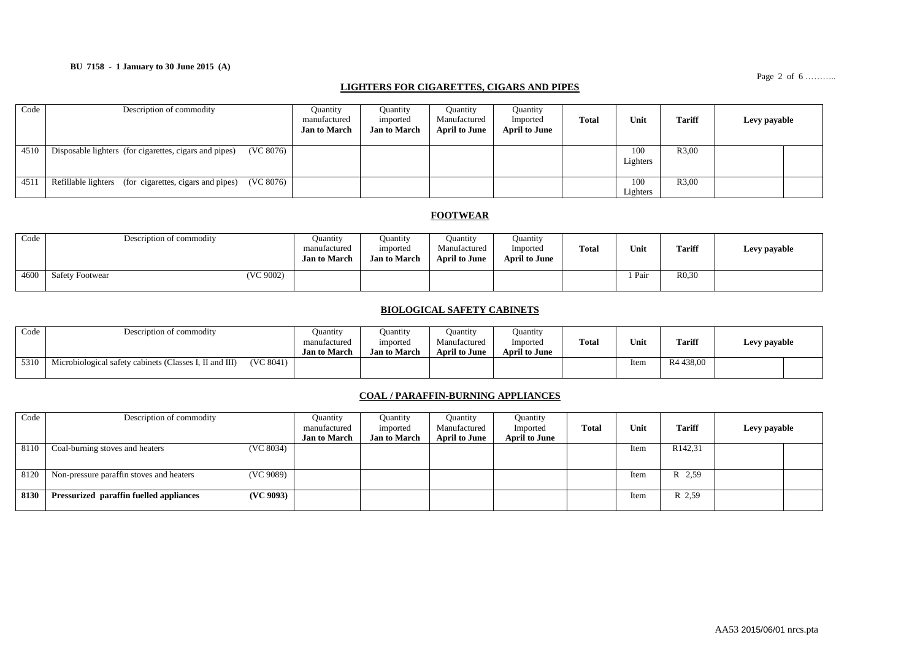**BU 7158 - 1 January to 30 June 2015 (A)**

## LIGHTERS FOR CIGARETTES, CIGARS AND PIPES

| Code | Description of commodity | Quantity manufactured **Jan to March** | Quantity imported **Jan to March** | Quantity Manufactured **April to June** | Quantity Imported **April to June** | **Total** | **Unit** | **Tariff** | **Levy payable** | |
|---|---|---|---|---|---|---|---|---|---|---|
| 4510 | Disposable lighters (for cigarettes, cigars and pipes) (VC 8076) | | | | | | 100 Lighters | R3,00 | | |
| 4511 | Refillable lighters (for cigarettes, cigars and pipes) (VC 8076) | | | | | | 100 Lighters | R3,00 | | |

## FOOTWEAR

| Code | Description of commodity | Quantity manufactured **Jan to March** | Quantity imported **Jan to March** | Quantity Manufactured **April to June** | Quantity Imported **April to June** | **Total** | **Unit** | **Tariff** | **Levy payable** |
|---|---|---|---|---|---|---|---|---|---|
| 4600 | Safety Footwear (VC 9002) | | | | | | 1 Pair | R0,30 | |

## BIOLOGICAL SAFETY CABINETS

| Code | Description of commodity | Quantity manufactured **Jan to March** | Quantity imported **Jan to March** | Quantity Manufactured **April to June** | Quantity Imported **April to June** | **Total** | **Unit** | **Tariff** | **Levy payable** | |
|---|---|---|---|---|---|---|---|---|---|---|
| 5310 | Microbiological safety cabinets (Classes I, II and III) (VC 8041) | | | | | | Item | R4 438,00 | | |

## COAL / PARAFFIN-BURNING APPLIANCES

| Code | Description of commodity | Quantity manufactured **Jan to March** | Quantity imported **Jan to March** | Quantity Manufactured **April to June** | Quantity Imported **April to June** | **Total** | **Unit** | **Tariff** | **Levy payable** | |
|---|---|---|---|---|---|---|---|---|---|---|
| 8110 | Coal-burning stoves and heaters (VC 8034) | | | | | | Item | R142,31 | | |
| 8120 | Non-pressure paraffin stoves and heaters (VC 9089) | | | | | | Item | R 2,59 | | |
| **8130** | **Pressurized paraffin fuelled appliances (VC 9093)** | | | | | | Item | R 2,59 | | |

AA53 2015/06/01 nrcs.pta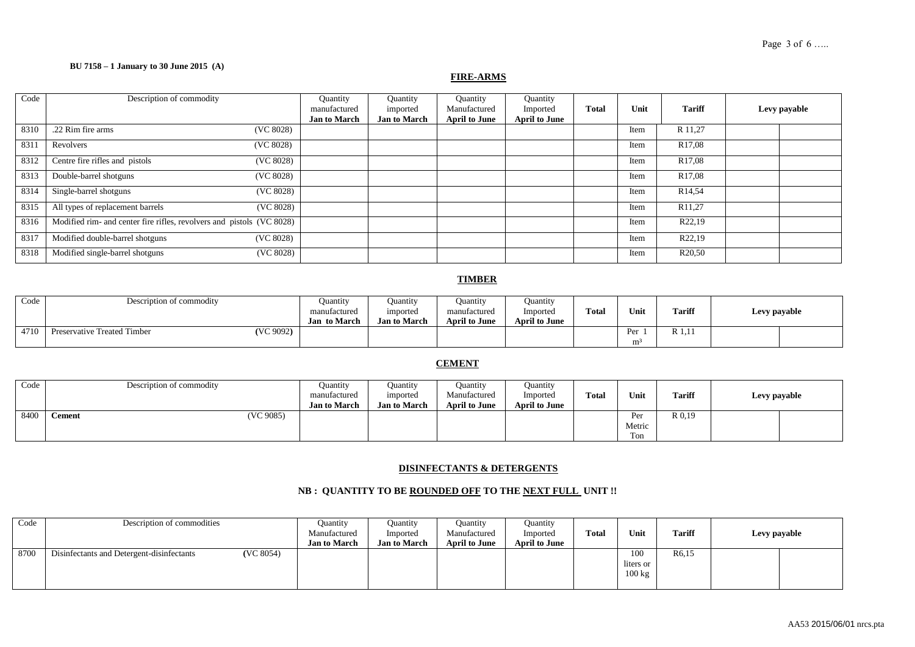**BU 7158 – 1 January to 30 June 2015 (A)**

## FIRE-ARMS

| Code | Description of commodity | Quantity manufactured Jan to March | Quantity imported Jan to March | Quantity Manufactured April to June | Quantity Imported April to June | Total | Unit | Tariff | Levy payable | |
|---|---|---|---|---|---|---|---|---|---|---|
| 8310 | .22 Rim fire arms (VC 8028) | | | | | | Item | R 11,27 | | |
| 8311 | Revolvers (VC 8028) | | | | | | Item | R17,08 | | |
| 8312 | Centre fire rifles and pistols (VC 8028) | | | | | | Item | R17,08 | | |
| 8313 | Double-barrel shotguns (VC 8028) | | | | | | Item | R17,08 | | |
| 8314 | Single-barrel shotguns (VC 8028) | | | | | | Item | R14,54 | | |
| 8315 | All types of replacement barrels (VC 8028) | | | | | | Item | R11,27 | | |
| 8316 | Modified rim- and center fire rifles, revolvers and pistols (VC 8028) | | | | | | Item | R22,19 | | |
| 8317 | Modified double-barrel shotguns (VC 8028) | | | | | | Item | R22,19 | | |
| 8318 | Modified single-barrel shotguns (VC 8028) | | | | | | Item | R20,50 | | |

## TIMBER

| Code | Description of commodity | Quantity manufactured Jan to March | Quantity imported Jan to March | Quantity manufactured April to June | Quantity Imported April to June | Total | Unit | Tariff | Levy payable | |
|---|---|---|---|---|---|---|---|---|---|---|
| 4710 | Preservative Treated Timber (VC 9092) | | | | | | Per 1 m³ | R 1,11 | | |

## CEMENT

| Code | Description of commodity | Quantity manufactured Jan to March | Quantity imported Jan to March | Quantity Manufactured April to June | Quantity Imported April to June | Total | Unit | Tariff | Levy payable | |
|---|---|---|---|---|---|---|---|---|---|---|
| 8400 | **Cement** (VC 9085) | | | | | | Per Metric Ton | R 0,19 | | |

## DISINFECTANTS & DETERGENTS

### NB : QUANTITY TO BE ROUNDED OFF TO THE NEXT FULL UNIT !!

| Code | Description of commodities | Quantity Manufactured Jan to March | Quantity Imported Jan to March | Quantity Manufactured April to June | Quantity Imported April to June | Total | Unit | Tariff | Levy payable | |
|---|---|---|---|---|---|---|---|---|---|---|
| 8700 | Disinfectants and Detergent-disinfectants (VC 8054) | | | | | | 100 liters or 100 kg | R6,15 | | |

AA53 2015/06/01 nrcs.pta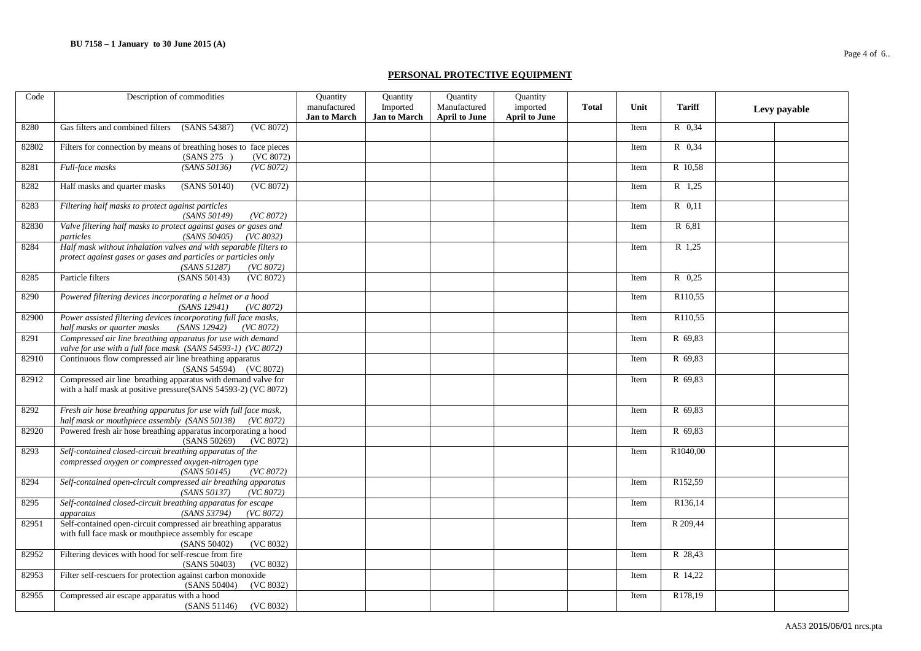**BU 7158 – 1 January to 30 June 2015 (A)**

## PERSONAL PROTECTIVE EQUIPMENT

| Code | Description of commodities | Quantity manufactured Jan to March | Quantity Imported Jan to March | Quantity Manufactured April to June | Quantity imported April to June | Total | Unit | Tariff | Levy payable | |
|---|---|---|---|---|---|---|---|---|---|---|
| 8280 | Gas filters and combined filters (SANS 54387) (VC 8072) | | | | | | Item | R 0,34 | | |
| 82802 | Filters for connection by means of breathing hoses to face pieces (SANS 275 ) (VC 8072) | | | | | | Item | R 0,34 | | |
| 8281 | *Full-face masks (SANS 50136) (VC 8072)* | | | | | | Item | R 10,58 | | |
| 8282 | Half masks and quarter masks (SANS 50140) (VC 8072) | | | | | | Item | R 1,25 | | |
| 8283 | *Filtering half masks to protect against particles (SANS 50149) (VC 8072)* | | | | | | Item | R 0,11 | | |
| 82830 | *Valve filtering half masks to protect against gases or gases and particles (SANS 50405) (VC 8032)* | | | | | | Item | R 6,81 | | |
| 8284 | *Half mask without inhalation valves and with separable filters to protect against gases or gases and particles or particles only (SANS 51287) (VC 8072)* | | | | | | Item | R 1,25 | | |
| 8285 | Particle filters (SANS 50143) (VC 8072) | | | | | | Item | R 0,25 | | |
| 8290 | *Powered filtering devices incorporating a helmet or a hood (SANS 12941) (VC 8072)* | | | | | | Item | R110,55 | | |
| 82900 | *Power assisted filtering devices incorporating full face masks, half masks or quarter masks (SANS 12942) (VC 8072)* | | | | | | Item | R110,55 | | |
| 8291 | *Compressed air line breathing apparatus for use with demand valve for use with a full face mask (SANS 54593-1) (VC 8072)* | | | | | | Item | R 69,83 | | |
| 82910 | Continuous flow compressed air line breathing apparatus (SANS 54594) (VC 8072) | | | | | | Item | R 69,83 | | |
| 82912 | Compressed air line breathing apparatus with demand valve for with a half mask at positive pressure(SANS 54593-2) (VC 8072) | | | | | | Item | R 69,83 | | |
| 8292 | *Fresh air hose breathing apparatus for use with full face mask, half mask or mouthpiece assembly (SANS 50138) (VC 8072)* | | | | | | Item | R 69,83 | | |
| 82920 | Powered fresh air hose breathing apparatus incorporating a hood (SANS 50269) (VC 8072) | | | | | | Item | R 69,83 | | |
| 8293 | *Self-contained closed-circuit breathing apparatus of the compressed oxygen or compressed oxygen-nitrogen type (SANS 50145) (VC 8072)* | | | | | | Item | R1040,00 | | |
| 8294 | *Self-contained open-circuit compressed air breathing apparatus (SANS 50137) (VC 8072)* | | | | | | Item | R152,59 | | |
| 8295 | *Self-contained closed-circuit breathing apparatus for escape apparatus (SANS 53794) (VC 8072)* | | | | | | Item | R136,14 | | |
| 82951 | Self-contained open-circuit compressed air breathing apparatus with full face mask or mouthpiece assembly for escape (SANS 50402) (VC 8032) | | | | | | Item | R 209,44 | | |
| 82952 | Filtering devices with hood for self-rescue from fire (SANS 50403) (VC 8032) | | | | | | Item | R 28,43 | | |
| 82953 | Filter self-rescuers for protection against carbon monoxide (SANS 50404) (VC 8032) | | | | | | Item | R 14,22 | | |
| 82955 | Compressed air escape apparatus with a hood (SANS 51146) (VC 8032) | | | | | | Item | R178,19 | | |

AA53 2015/06/01 nrcs.pta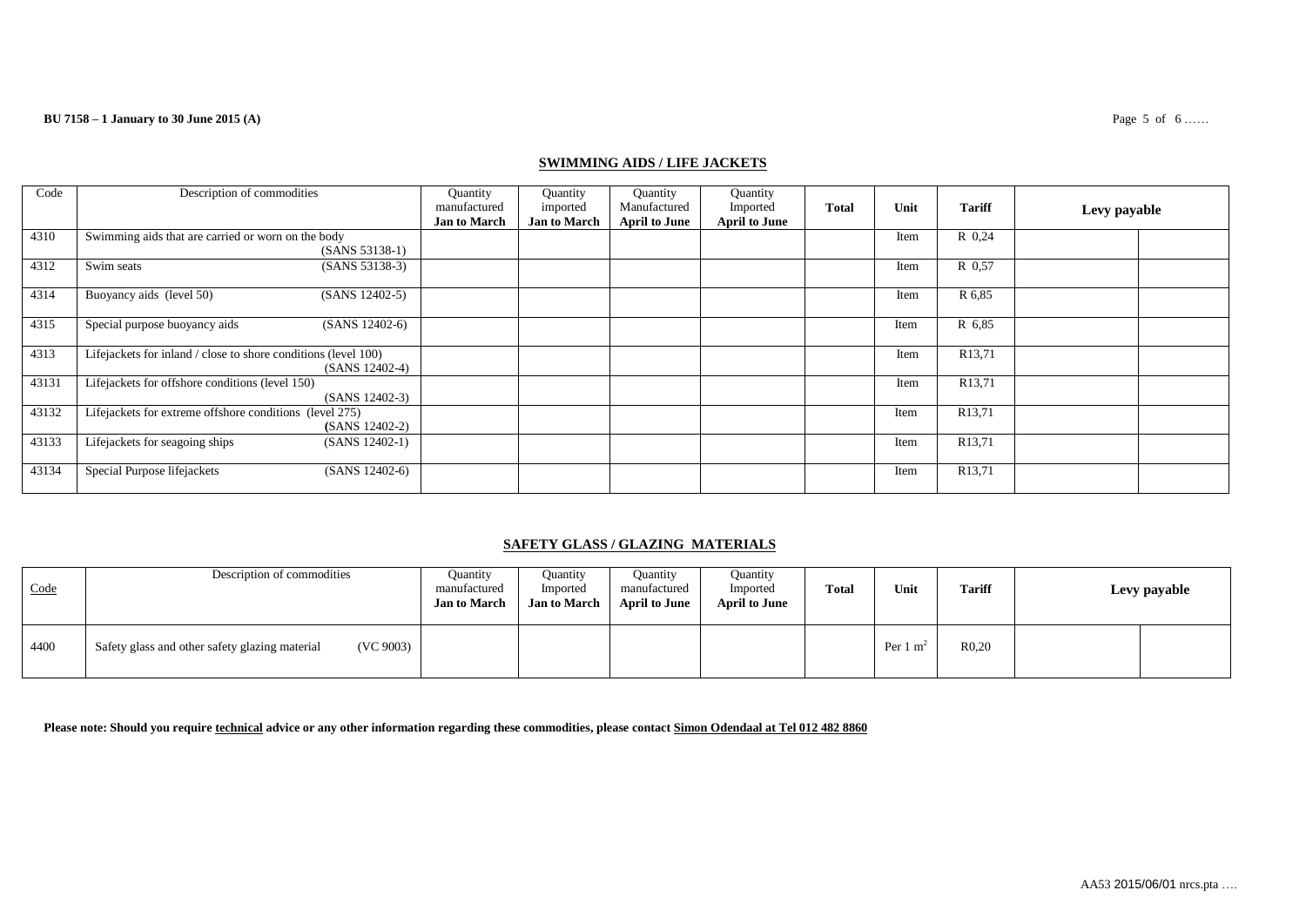## SWIMMING AIDS / LIFE JACKETS

| Code | Description of commodities | Quantity manufactured Jan to March | Quantity imported Jan to March | Quantity Manufactured April to June | Quantity Imported April to June | Total | Unit | Tariff | Levy payable | |
|---|---|---|---|---|---|---|---|---|---|---|
| 4310 | Swimming aids that are carried or worn on the body (SANS 53138-1) | | | | | | Item | R 0,24 | | |
| 4312 | Swim seats (SANS 53138-3) | | | | | | Item | R 0,57 | | |
| 4314 | Buoyancy aids (level 50) (SANS 12402-5) | | | | | | Item | R 6,85 | | |
| 4315 | Special purpose buoyancy aids (SANS 12402-6) | | | | | | Item | R 6,85 | | |
| 4313 | Lifejackets for inland / close to shore conditions (level 100) (SANS 12402-4) | | | | | | Item | R13,71 | | |
| 43131 | Lifejackets for offshore conditions (level 150) (SANS 12402-3) | | | | | | Item | R13,71 | | |
| 43132 | Lifejackets for extreme offshore conditions (level 275) (SANS 12402-2) | | | | | | Item | R13,71 | | |
| 43133 | Lifejackets for seagoing ships (SANS 12402-1) | | | | | | Item | R13,71 | | |
| 43134 | Special Purpose lifejackets (SANS 12402-6) | | | | | | Item | R13,71 | | |

## SAFETY GLASS / GLAZING MATERIALS

| Code | Description of commodities | Quantity manufactured Jan to March | Quantity Imported Jan to March | Quantity manufactured April to June | Quantity Imported April to June | Total | Unit | Tariff | Levy payable | |
|---|---|---|---|---|---|---|---|---|---|---|
| 4400 | Safety glass and other safety glazing material (VC 9003) | | | | | | Per 1 $m^2$ | R0,20 | | |

**Please note: Should you require technical advice or any other information regarding these commodities, please contact Simon Odendaal at Tel 012 482 8860**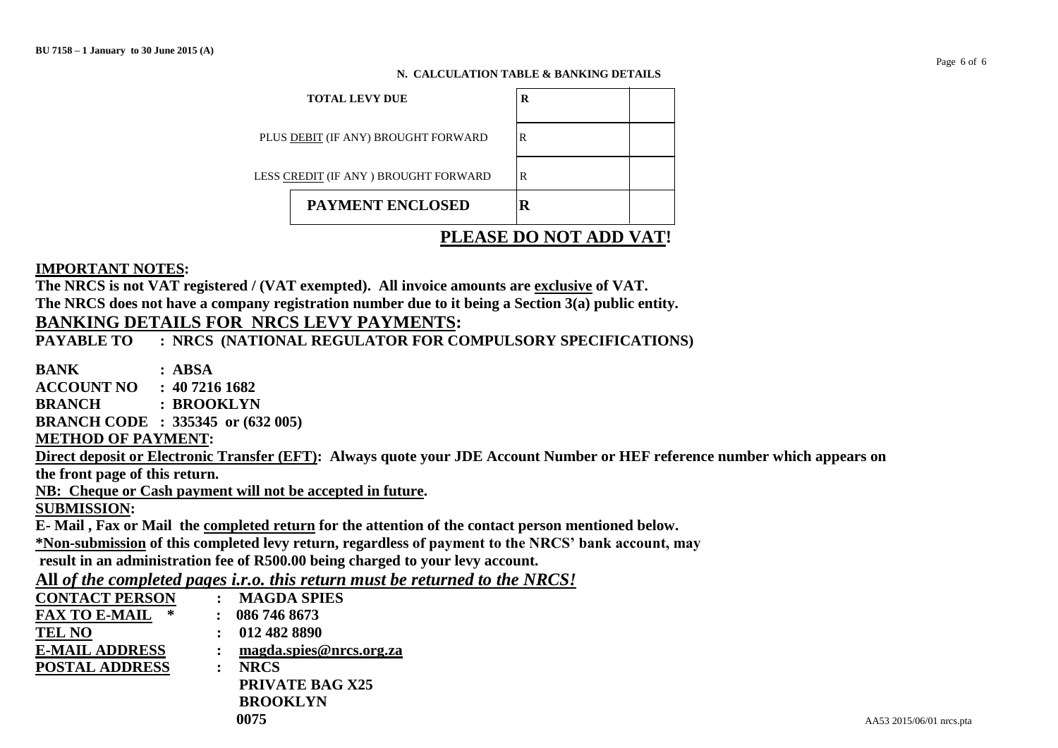## N. CALCULATION TABLE & BANKING DETAILS

| | | |
|---|---|---|
| **TOTAL LEVY DUE** | **R** | |
| PLUS DEBIT (IF ANY) BROUGHT FORWARD | R | |
| LESS CREDIT (IF ANY ) BROUGHT FORWARD | R | |
| **PAYMENT ENCLOSED** | **R** | |

**PLEASE DO NOT ADD VAT!**

**IMPORTANT NOTES:**

**The NRCS is not VAT registered / (VAT exempted). All invoice amounts are exclusive of VAT.**

**The NRCS does not have a company registration number due to it being a Section 3(a) public entity.**

## BANKING DETAILS FOR NRCS LEVY PAYMENTS:

**PAYABLE TO : NRCS (NATIONAL REGULATOR FOR COMPULSORY SPECIFICATIONS)**

**BANK : ABSA**
**ACCOUNT NO : 40 7216 1682**
**BRANCH : BROOKLYN**
**BRANCH CODE : 335345 or (632 005)**

**METHOD OF PAYMENT:**

**Direct deposit or Electronic Transfer (EFT): Always quote your JDE Account Number or HEF reference number which appears on the front page of this return.**

**NB: Cheque or Cash payment will not be accepted in future.**

**SUBMISSION:**

**E- Mail , Fax or Mail the completed return for the attention of the contact person mentioned below.**

**\*Non-submission of this completed levy return, regardless of payment to the NRCS' bank account, may result in an administration fee of R500.00 being charged to your levy account.**

***All of the completed pages i.r.o. this return must be returned to the NRCS!***

**CONTACT PERSON : MAGDA SPIES**
**FAX TO E-MAIL * : 086 746 8673**
**TEL NO : 012 482 8890**
**E-MAIL ADDRESS : magda.spies@nrcs.org.za**
**POSTAL ADDRESS : NRCS**
**PRIVATE BAG X25**
**BROOKLYN**
**0075**

AA53 2015/06/01 nrcs.pta